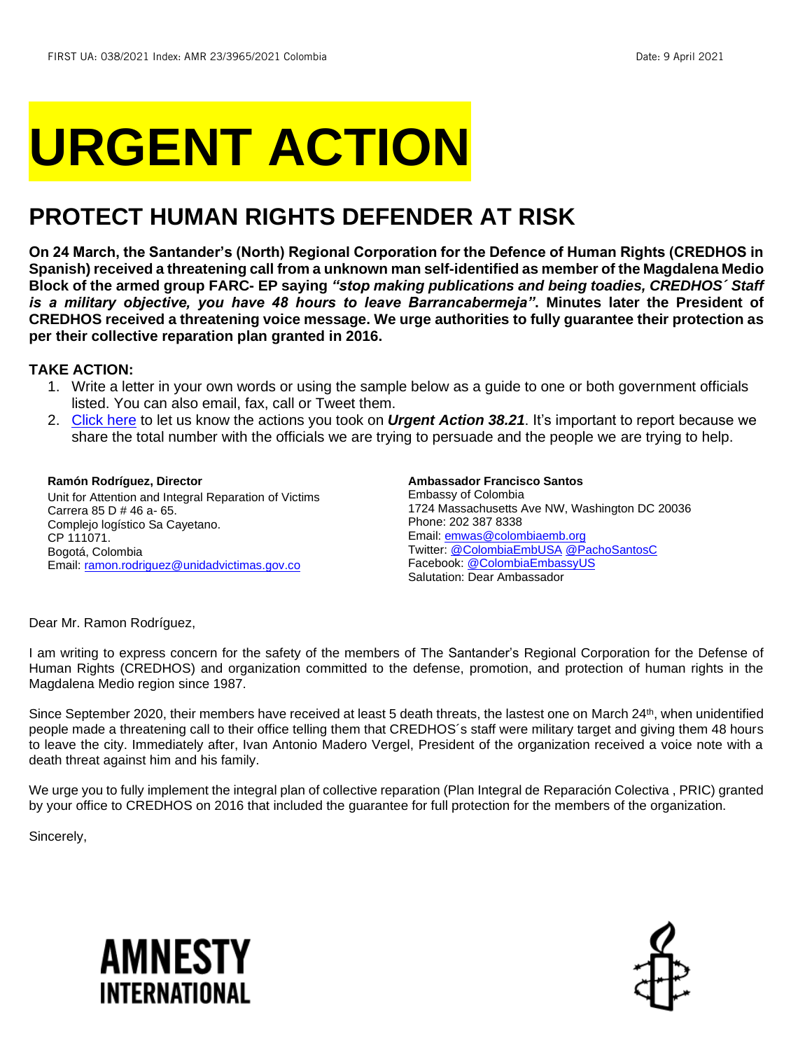FIRST UA: 038/2021 Index: AMR 23/3965/2021 Colombia Date: 9 April 2021

# URGENT ACTION

## PROTECT HUMAN RIGHTS DEFENDER AT RISK

**On 24 March, the Santander's (North) Regional Corporation for the Defence of Human Rights (CREDHOS in Spanish) received a threatening call from a unknown man self-identified as member of the Magdalena Medio Block of the armed group FARC- EP saying *"stop making publications and being toadies, CREDHOS´ Staff is a military objective, you have 48 hours to leave Barrancabermeja"*. Minutes later the President of CREDHOS received a threatening voice message. We urge authorities to fully guarantee their protection as per their collective reparation plan granted in 2016.**

**TAKE ACTION:**

1. Write a letter in your own words or using the sample below as a guide to one or both government officials listed. You can also email, fax, call or Tweet them.
2. Click here to let us know the actions you took on ***Urgent Action 38.21***. It's important to report because we share the total number with the officials we are trying to persuade and the people we are trying to help.

**Ramón Rodríguez, Director**
Unit for Attention and Integral Reparation of Victims
Carrera 85 D # 46 a- 65.
Complejo logístico Sa Cayetano.
CP 111071.
Bogotá, Colombia
Email: ramon.rodriguez@unidadvictimas.gov.co

**Ambassador Francisco Santos**
Embassy of Colombia
1724 Massachusetts Ave NW, Washington DC 20036
Phone: 202 387 8338
Email: emwas@colombiaemb.org
Twitter: @ColombiaEmbUSA @PachoSantosC
Facebook: @ColombiaEmbassyUS
Salutation: Dear Ambassador

Dear Mr. Ramon Rodríguez,

I am writing to express concern for the safety of the members of The Santander's Regional Corporation for the Defense of Human Rights (CREDHOS) and organization committed to the defense, promotion, and protection of human rights in the Magdalena Medio region since 1987.

Since September 2020, their members have received at least 5 death threats, the lastest one on March 24th, when unidentified people made a threatening call to their office telling them that CREDHOS´s staff were military target and giving them 48 hours to leave the city. Immediately after, Ivan Antonio Madero Vergel, President of the organization received a voice note with a death threat against him and his family.

We urge you to fully implement the integral plan of collective reparation (Plan Integral de Reparación Colectiva , PRIC) granted by your office to CREDHOS on 2016 that included the guarantee for full protection for the members of the organization.

Sincerely,

AMNESTY INTERNATIONAL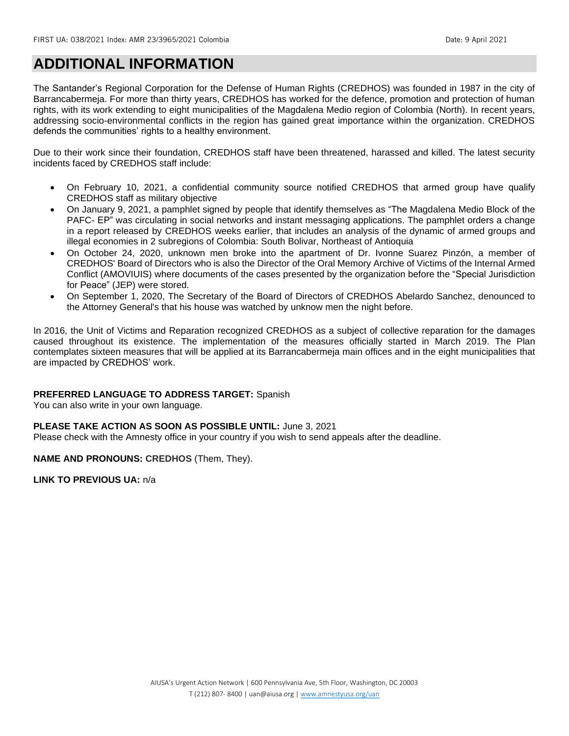## ADDITIONAL INFORMATION

The Santander's Regional Corporation for the Defense of Human Rights (CREDHOS) was founded in 1987 in the city of Barrancabermeja. For more than thirty years, CREDHOS has worked for the defence, promotion and protection of human rights, with its work extending to eight municipalities of the Magdalena Medio region of Colombia (North). In recent years, addressing socio-environmental conflicts in the region has gained great importance within the organization. CREDHOS defends the communities' rights to a healthy environment.

Due to their work since their foundation, CREDHOS staff have been threatened, harassed and killed. The latest security incidents faced by CREDHOS staff include:

- On February 10, 2021, a confidential community source notified CREDHOS that armed group have qualify CREDHOS staff as military objective
- On January 9, 2021, a pamphlet signed by people that identify themselves as "The Magdalena Medio Block of the PAFC- EP" was circulating in social networks and instant messaging applications. The pamphlet orders a change in a report released by CREDHOS weeks earlier, that includes an analysis of the dynamic of armed groups and illegal economies in 2 subregions of Colombia: South Bolivar, Northeast of Antioquia
- On October 24, 2020, unknown men broke into the apartment of Dr. Ivonne Suarez Pinzón, a member of CREDHOS' Board of Directors who is also the Director of the Oral Memory Archive of Victims of the Internal Armed Conflict (AMOVIUIS) where documents of the cases presented by the organization before the "Special Jurisdiction for Peace" (JEP) were stored.
- On September 1, 2020, The Secretary of the Board of Directors of CREDHOS Abelardo Sanchez, denounced to the Attorney General's that his house was watched by unknow men the night before.

In 2016, the Unit of Victims and Reparation recognized CREDHOS as a subject of collective reparation for the damages caused throughout its existence. The implementation of the measures officially started in March 2019. The Plan contemplates sixteen measures that will be applied at its Barrancabermeja main offices and in the eight municipalities that are impacted by CREDHOS' work.

**PREFERRED LANGUAGE TO ADDRESS TARGET:** Spanish
You can also write in your own language.

**PLEASE TAKE ACTION AS SOON AS POSSIBLE UNTIL:** June 3, 2021
Please check with the Amnesty office in your country if you wish to send appeals after the deadline.

**NAME AND PRONOUNS:** **CREDHOS** (Them, They).

**LINK TO PREVIOUS UA:** n/a